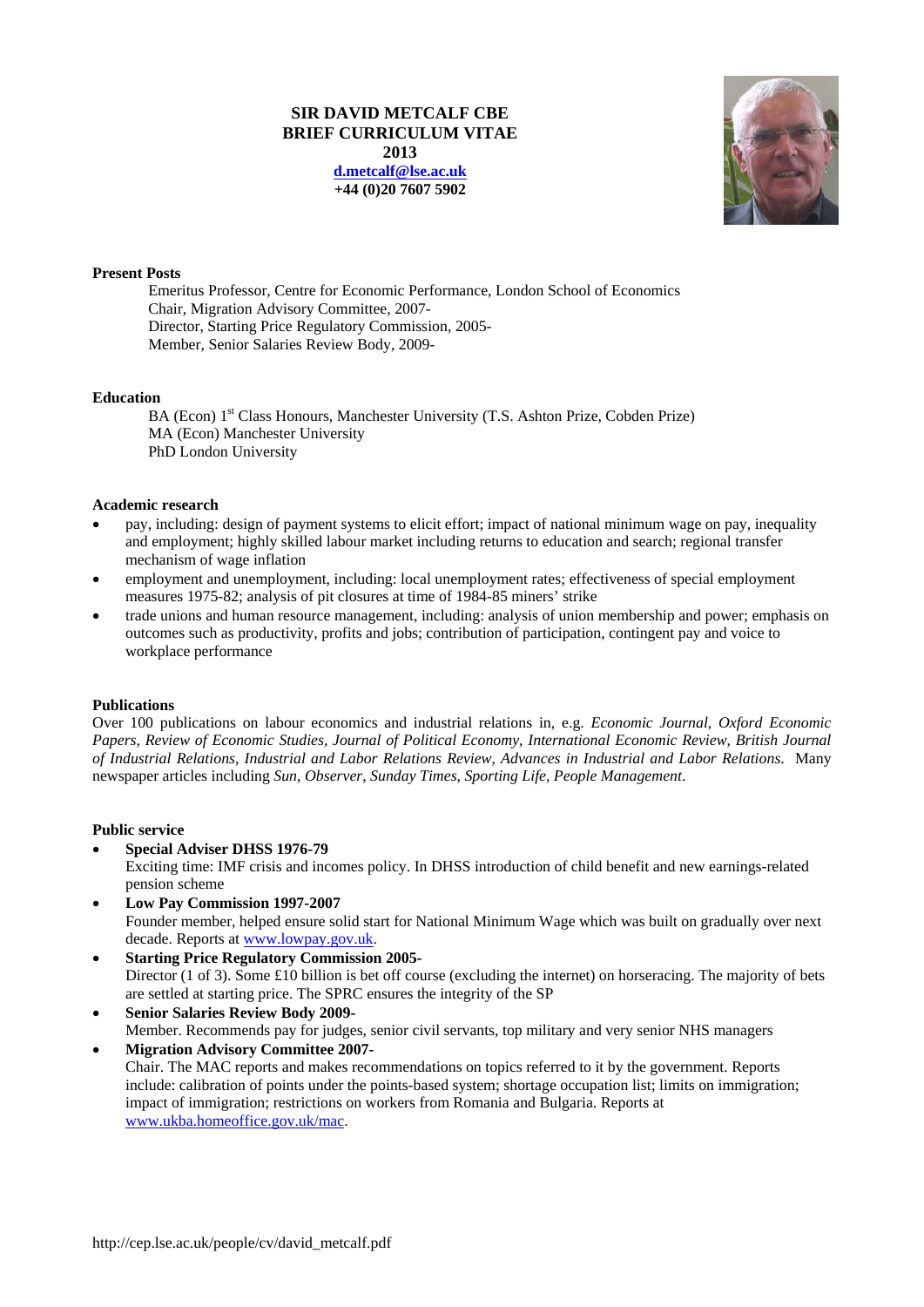# SIR DAVID METCALF CBE
## BRIEF CURRICULUM VITAE
## 2013

**d.metcalf@lse.ac.uk**
**+44 (0)20 7607 5902**

### Present Posts

Emeritus Professor, Centre for Economic Performance, London School of Economics
Chair, Migration Advisory Committee, 2007-
Director, Starting Price Regulatory Commission, 2005-
Member, Senior Salaries Review Body, 2009-

### Education

BA (Econ) 1st Class Honours, Manchester University (T.S. Ashton Prize, Cobden Prize)
MA (Econ) Manchester University
PhD London University

### Academic research

- pay, including: design of payment systems to elicit effort; impact of national minimum wage on pay, inequality and employment; highly skilled labour market including returns to education and search; regional transfer mechanism of wage inflation
- employment and unemployment, including: local unemployment rates; effectiveness of special employment measures 1975-82; analysis of pit closures at time of 1984-85 miners' strike
- trade unions and human resource management, including: analysis of union membership and power; emphasis on outcomes such as productivity, profits and jobs; contribution of participation, contingent pay and voice to workplace performance

### Publications

Over 100 publications on labour economics and industrial relations in, e.g. *Economic Journal, Oxford Economic Papers, Review of Economic Studies, Journal of Political Economy, International Economic Review, British Journal of Industrial Relations, Industrial and Labor Relations Review, Advances in Industrial and Labor Relations*. Many newspaper articles including *Sun*, *Observer*, *Sunday Times*, *Sporting Life*, *People Management*.

### Public service

- **Special Adviser DHSS 1976-79**
  Exciting time: IMF crisis and incomes policy. In DHSS introduction of child benefit and new earnings-related pension scheme
- **Low Pay Commission 1997-2007**
  Founder member, helped ensure solid start for National Minimum Wage which was built on gradually over next decade. Reports at www.lowpay.gov.uk.
- **Starting Price Regulatory Commission 2005-**
  Director (1 of 3). Some £10 billion is bet off course (excluding the internet) on horseracing. The majority of bets are settled at starting price. The SPRC ensures the integrity of the SP
- **Senior Salaries Review Body 2009-**
  Member. Recommends pay for judges, senior civil servants, top military and very senior NHS managers
- **Migration Advisory Committee 2007-**
  Chair. The MAC reports and makes recommendations on topics referred to it by the government. Reports include: calibration of points under the points-based system; shortage occupation list; limits on immigration; impact of immigration; restrictions on workers from Romania and Bulgaria. Reports at www.ukba.homeoffice.gov.uk/mac.

http://cep.lse.ac.uk/people/cv/david_metcalf.pdf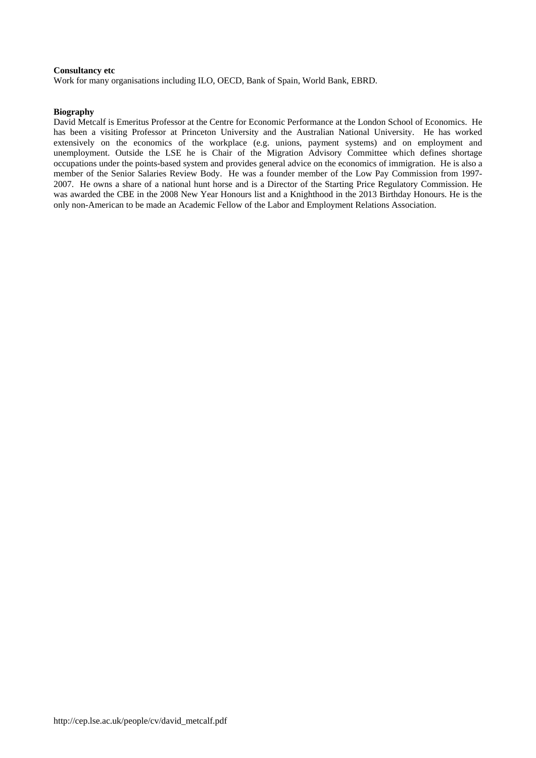**Consultancy etc**

Work for many organisations including ILO, OECD, Bank of Spain, World Bank, EBRD.

**Biography**

David Metcalf is Emeritus Professor at the Centre for Economic Performance at the London School of Economics. He has been a visiting Professor at Princeton University and the Australian National University. He has worked extensively on the economics of the workplace (e.g. unions, payment systems) and on employment and unemployment. Outside the LSE he is Chair of the Migration Advisory Committee which defines shortage occupations under the points-based system and provides general advice on the economics of immigration. He is also a member of the Senior Salaries Review Body. He was a founder member of the Low Pay Commission from 1997-2007. He owns a share of a national hunt horse and is a Director of the Starting Price Regulatory Commission. He was awarded the CBE in the 2008 New Year Honours list and a Knighthood in the 2013 Birthday Honours. He is the only non-American to be made an Academic Fellow of the Labor and Employment Relations Association.